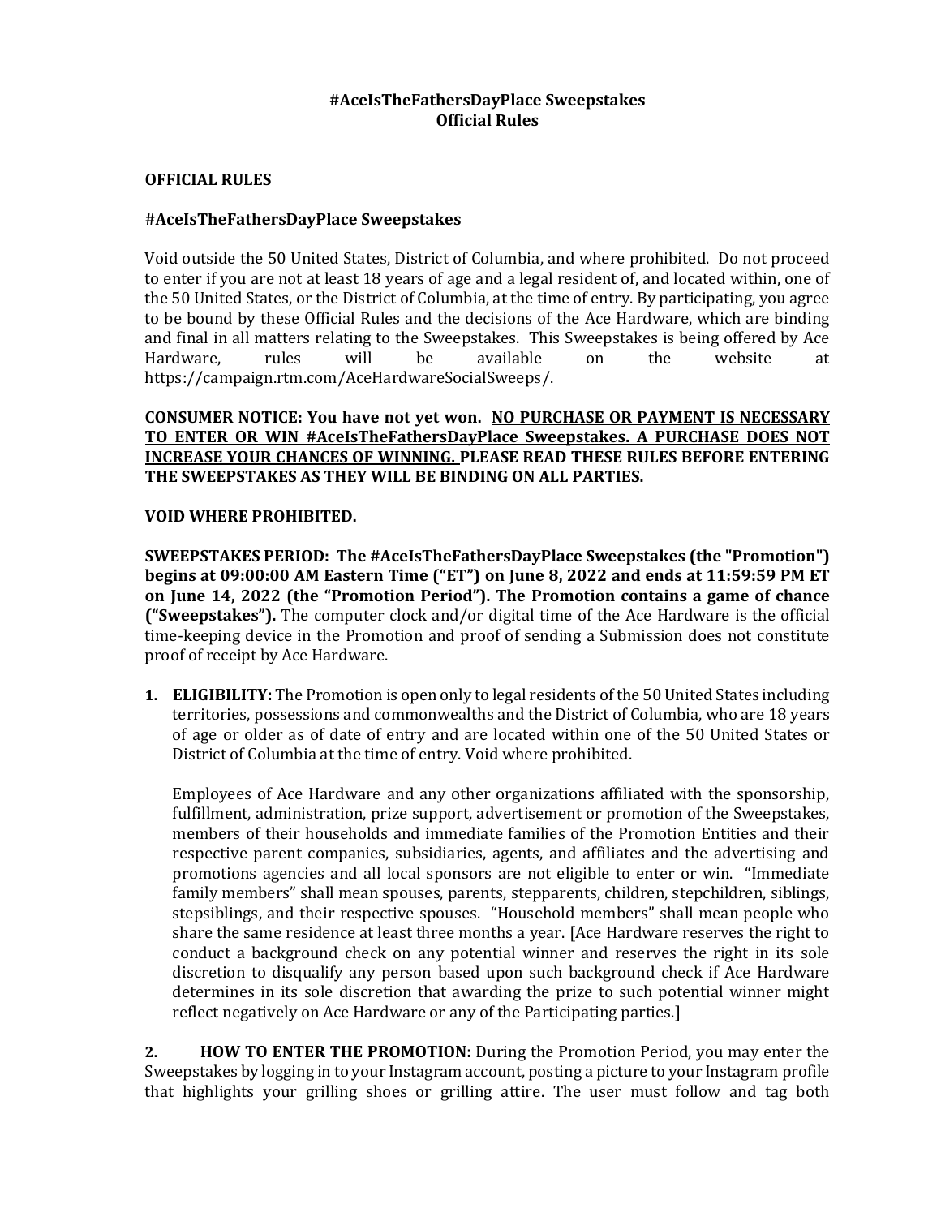**#AceIsTheFathersDayPlace Sweepstakes**
**Official Rules**

**OFFICIAL RULES**

**#AceIsTheFathersDayPlace Sweepstakes**

Void outside the 50 United States, District of Columbia, and where prohibited. Do not proceed to enter if you are not at least 18 years of age and a legal resident of, and located within, one of the 50 United States, or the District of Columbia, at the time of entry. By participating, you agree to be bound by these Official Rules and the decisions of the Ace Hardware, which are binding and final in all matters relating to the Sweepstakes. This Sweepstakes is being offered by Ace Hardware, rules will be available on the website at https://campaign.rtm.com/AceHardwareSocialSweeps/.

**CONSUMER NOTICE: You have not yet won. <u>NO PURCHASE OR PAYMENT IS NECESSARY TO ENTER OR WIN #AceIsTheFathersDayPlace Sweepstakes. A PURCHASE DOES NOT INCREASE YOUR CHANCES OF WINNING.</u> PLEASE READ THESE RULES BEFORE ENTERING THE SWEEPSTAKES AS THEY WILL BE BINDING ON ALL PARTIES.**

**VOID WHERE PROHIBITED.**

**SWEEPSTAKES PERIOD: The #AceIsTheFathersDayPlace Sweepstakes (the "Promotion") begins at 09:00:00 AM Eastern Time ("ET") on June 8, 2022 and ends at 11:59:59 PM ET on June 14, 2022 (the "Promotion Period"). The Promotion contains a game of chance ("Sweepstakes").** The computer clock and/or digital time of the Ace Hardware is the official time-keeping device in the Promotion and proof of sending a Submission does not constitute proof of receipt by Ace Hardware.

1. **ELIGIBILITY:** The Promotion is open only to legal residents of the 50 United States including territories, possessions and commonwealths and the District of Columbia, who are 18 years of age or older as of date of entry and are located within one of the 50 United States or District of Columbia at the time of entry. Void where prohibited.

   Employees of Ace Hardware and any other organizations affiliated with the sponsorship, fulfillment, administration, prize support, advertisement or promotion of the Sweepstakes, members of their households and immediate families of the Promotion Entities and their respective parent companies, subsidiaries, agents, and affiliates and the advertising and promotions agencies and all local sponsors are not eligible to enter or win. "Immediate family members" shall mean spouses, parents, stepparents, children, stepchildren, siblings, stepsiblings, and their respective spouses. "Household members" shall mean people who share the same residence at least three months a year. [Ace Hardware reserves the right to conduct a background check on any potential winner and reserves the right in its sole discretion to disqualify any person based upon such background check if Ace Hardware determines in its sole discretion that awarding the prize to such potential winner might reflect negatively on Ace Hardware or any of the Participating parties.]

2. **HOW TO ENTER THE PROMOTION:** During the Promotion Period, you may enter the Sweepstakes by logging in to your Instagram account, posting a picture to your Instagram profile that highlights your grilling shoes or grilling attire. The user must follow and tag both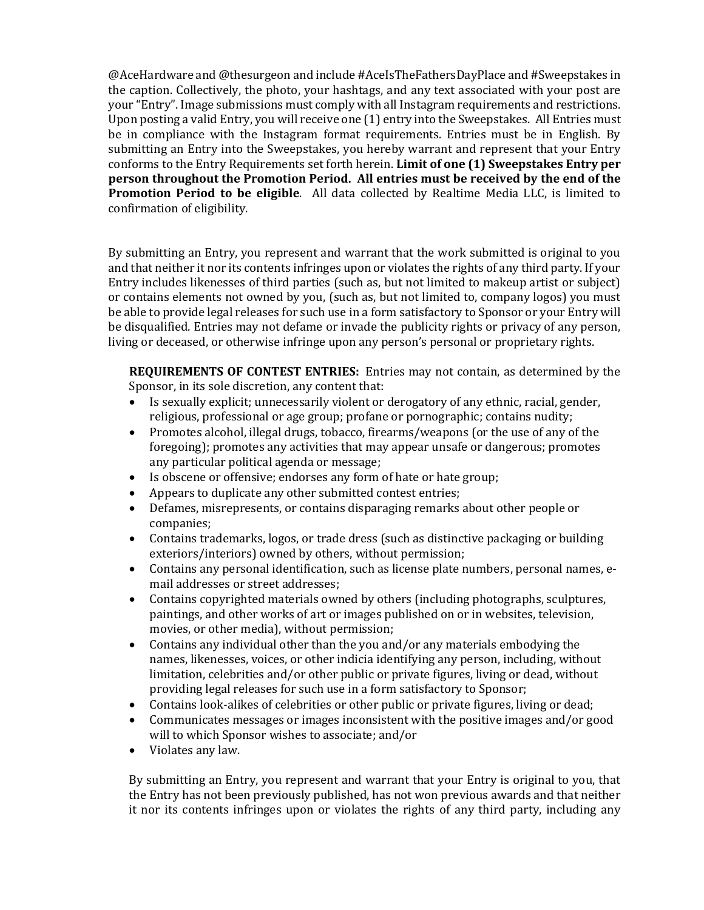@AceHardware and @thesurgeon and include #AceIsTheFathersDayPlace and #Sweepstakes in the caption. Collectively, the photo, your hashtags, and any text associated with your post are your "Entry". Image submissions must comply with all Instagram requirements and restrictions. Upon posting a valid Entry, you will receive one (1) entry into the Sweepstakes. All Entries must be in compliance with the Instagram format requirements. Entries must be in English. By submitting an Entry into the Sweepstakes, you hereby warrant and represent that your Entry conforms to the Entry Requirements set forth herein. **Limit of one (1) Sweepstakes Entry per person throughout the Promotion Period. All entries must be received by the end of the Promotion Period to be eligible**. All data collected by Realtime Media LLC, is limited to confirmation of eligibility.

By submitting an Entry, you represent and warrant that the work submitted is original to you and that neither it nor its contents infringes upon or violates the rights of any third party. If your Entry includes likenesses of third parties (such as, but not limited to makeup artist or subject) or contains elements not owned by you, (such as, but not limited to, company logos) you must be able to provide legal releases for such use in a form satisfactory to Sponsor or your Entry will be disqualified. Entries may not defame or invade the publicity rights or privacy of any person, living or deceased, or otherwise infringe upon any person's personal or proprietary rights.

**REQUIREMENTS OF CONTEST ENTRIES:** Entries may not contain, as determined by the Sponsor, in its sole discretion, any content that:

- Is sexually explicit; unnecessarily violent or derogatory of any ethnic, racial, gender, religious, professional or age group; profane or pornographic; contains nudity;
- Promotes alcohol, illegal drugs, tobacco, firearms/weapons (or the use of any of the foregoing); promotes any activities that may appear unsafe or dangerous; promotes any particular political agenda or message;
- Is obscene or offensive; endorses any form of hate or hate group;
- Appears to duplicate any other submitted contest entries;
- Defames, misrepresents, or contains disparaging remarks about other people or companies;
- Contains trademarks, logos, or trade dress (such as distinctive packaging or building exteriors/interiors) owned by others, without permission;
- Contains any personal identification, such as license plate numbers, personal names, e-mail addresses or street addresses;
- Contains copyrighted materials owned by others (including photographs, sculptures, paintings, and other works of art or images published on or in websites, television, movies, or other media), without permission;
- Contains any individual other than the you and/or any materials embodying the names, likenesses, voices, or other indicia identifying any person, including, without limitation, celebrities and/or other public or private figures, living or dead, without providing legal releases for such use in a form satisfactory to Sponsor;
- Contains look-alikes of celebrities or other public or private figures, living or dead;
- Communicates messages or images inconsistent with the positive images and/or good will to which Sponsor wishes to associate; and/or
- Violates any law.

By submitting an Entry, you represent and warrant that your Entry is original to you, that the Entry has not been previously published, has not won previous awards and that neither it nor its contents infringes upon or violates the rights of any third party, including any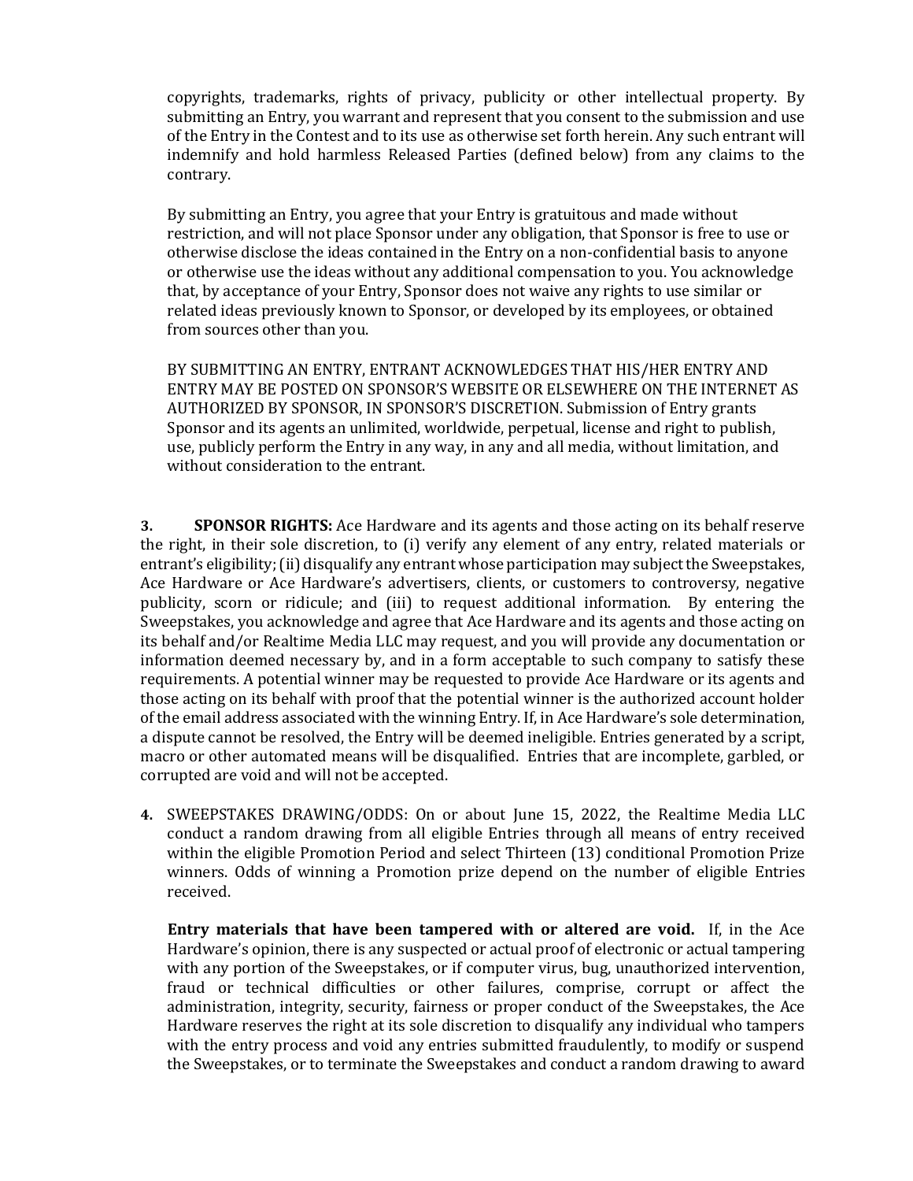copyrights, trademarks, rights of privacy, publicity or other intellectual property. By submitting an Entry, you warrant and represent that you consent to the submission and use of the Entry in the Contest and to its use as otherwise set forth herein. Any such entrant will indemnify and hold harmless Released Parties (defined below) from any claims to the contrary.

By submitting an Entry, you agree that your Entry is gratuitous and made without restriction, and will not place Sponsor under any obligation, that Sponsor is free to use or otherwise disclose the ideas contained in the Entry on a non-confidential basis to anyone or otherwise use the ideas without any additional compensation to you. You acknowledge that, by acceptance of your Entry, Sponsor does not waive any rights to use similar or related ideas previously known to Sponsor, or developed by its employees, or obtained from sources other than you.

BY SUBMITTING AN ENTRY, ENTRANT ACKNOWLEDGES THAT HIS/HER ENTRY AND ENTRY MAY BE POSTED ON SPONSOR'S WEBSITE OR ELSEWHERE ON THE INTERNET AS AUTHORIZED BY SPONSOR, IN SPONSOR'S DISCRETION. Submission of Entry grants Sponsor and its agents an unlimited, worldwide, perpetual, license and right to publish, use, publicly perform the Entry in any way, in any and all media, without limitation, and without consideration to the entrant.

3. **SPONSOR RIGHTS:** Ace Hardware and its agents and those acting on its behalf reserve the right, in their sole discretion, to (i) verify any element of any entry, related materials or entrant's eligibility; (ii) disqualify any entrant whose participation may subject the Sweepstakes, Ace Hardware or Ace Hardware's advertisers, clients, or customers to controversy, negative publicity, scorn or ridicule; and (iii) to request additional information. By entering the Sweepstakes, you acknowledge and agree that Ace Hardware and its agents and those acting on its behalf and/or Realtime Media LLC may request, and you will provide any documentation or information deemed necessary by, and in a form acceptable to such company to satisfy these requirements. A potential winner may be requested to provide Ace Hardware or its agents and those acting on its behalf with proof that the potential winner is the authorized account holder of the email address associated with the winning Entry. If, in Ace Hardware's sole determination, a dispute cannot be resolved, the Entry will be deemed ineligible. Entries generated by a script, macro or other automated means will be disqualified. Entries that are incomplete, garbled, or corrupted are void and will not be accepted.

4. SWEEPSTAKES DRAWING/ODDS: On or about June 15, 2022, the Realtime Media LLC conduct a random drawing from all eligible Entries through all means of entry received within the eligible Promotion Period and select Thirteen (13) conditional Promotion Prize winners. Odds of winning a Promotion prize depend on the number of eligible Entries received.

   **Entry materials that have been tampered with or altered are void.** If, in the Ace Hardware's opinion, there is any suspected or actual proof of electronic or actual tampering with any portion of the Sweepstakes, or if computer virus, bug, unauthorized intervention, fraud or technical difficulties or other failures, comprise, corrupt or affect the administration, integrity, security, fairness or proper conduct of the Sweepstakes, the Ace Hardware reserves the right at its sole discretion to disqualify any individual who tampers with the entry process and void any entries submitted fraudulently, to modify or suspend the Sweepstakes, or to terminate the Sweepstakes and conduct a random drawing to award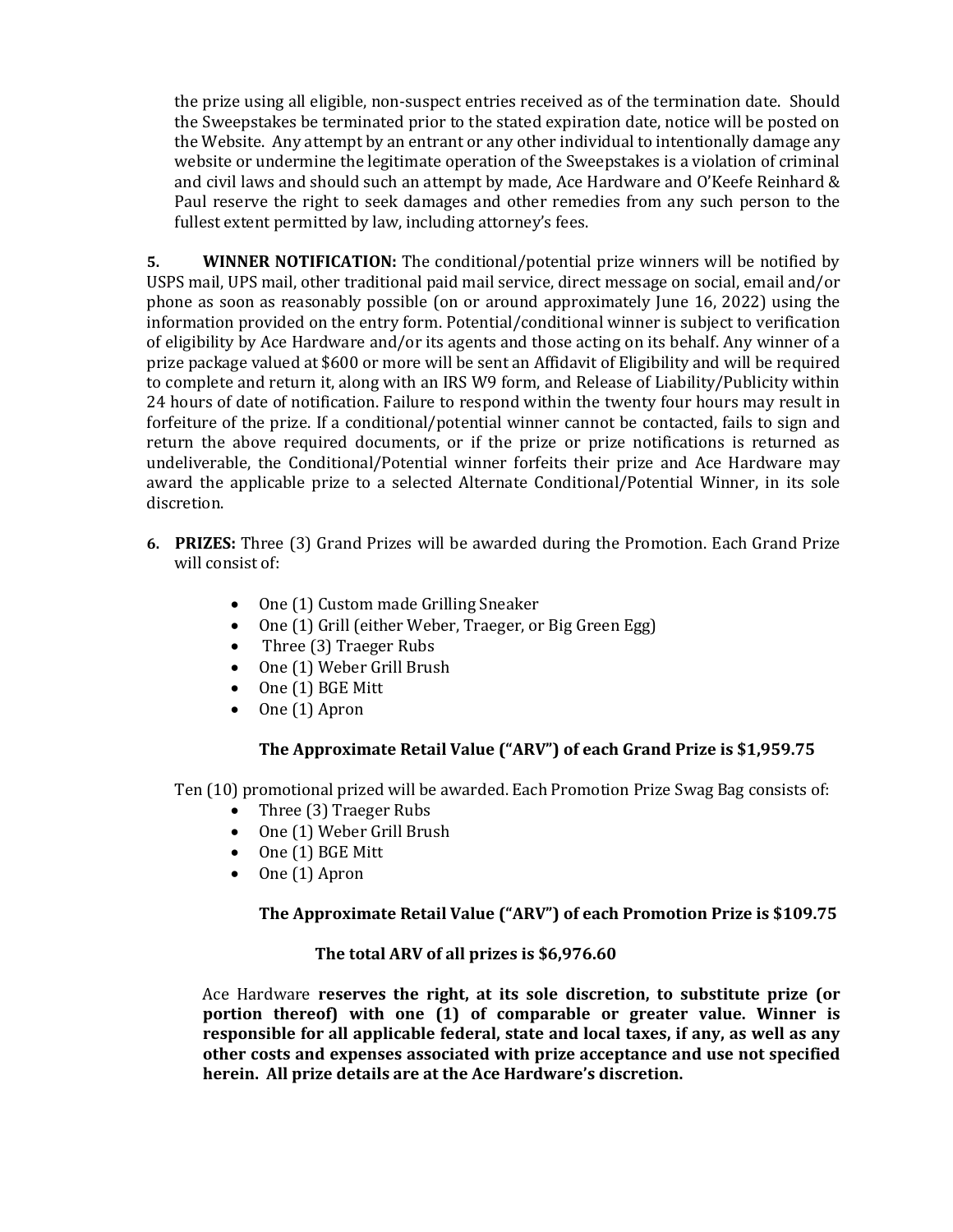the prize using all eligible, non-suspect entries received as of the termination date. Should the Sweepstakes be terminated prior to the stated expiration date, notice will be posted on the Website. Any attempt by an entrant or any other individual to intentionally damage any website or undermine the legitimate operation of the Sweepstakes is a violation of criminal and civil laws and should such an attempt by made, Ace Hardware and O'Keefe Reinhard & Paul reserve the right to seek damages and other remedies from any such person to the fullest extent permitted by law, including attorney's fees.

**5. WINNER NOTIFICATION:** The conditional/potential prize winners will be notified by USPS mail, UPS mail, other traditional paid mail service, direct message on social, email and/or phone as soon as reasonably possible (on or around approximately June 16, 2022) using the information provided on the entry form. Potential/conditional winner is subject to verification of eligibility by Ace Hardware and/or its agents and those acting on its behalf. Any winner of a prize package valued at $600 or more will be sent an Affidavit of Eligibility and will be required to complete and return it, along with an IRS W9 form, and Release of Liability/Publicity within 24 hours of date of notification. Failure to respond within the twenty four hours may result in forfeiture of the prize. If a conditional/potential winner cannot be contacted, fails to sign and return the above required documents, or if the prize or prize notifications is returned as undeliverable, the Conditional/Potential winner forfeits their prize and Ace Hardware may award the applicable prize to a selected Alternate Conditional/Potential Winner, in its sole discretion.

**6. PRIZES:** Three (3) Grand Prizes will be awarded during the Promotion. Each Grand Prize will consist of:

- One (1) Custom made Grilling Sneaker
- One (1) Grill (either Weber, Traeger, or Big Green Egg)
- Three (3) Traeger Rubs
- One (1) Weber Grill Brush
- One (1) BGE Mitt
- One (1) Apron

**The Approximate Retail Value ("ARV") of each Grand Prize is $1,959.75**

Ten (10) promotional prized will be awarded. Each Promotion Prize Swag Bag consists of:

- Three (3) Traeger Rubs
- One (1) Weber Grill Brush
- One (1) BGE Mitt
- One (1) Apron

**The Approximate Retail Value ("ARV") of each Promotion Prize is $109.75**

**The total ARV of all prizes is $6,976.60**

Ace Hardware **reserves the right, at its sole discretion, to substitute prize (or portion thereof) with one (1) of comparable or greater value. Winner is responsible for all applicable federal, state and local taxes, if any, as well as any other costs and expenses associated with prize acceptance and use not specified herein. All prize details are at the Ace Hardware's discretion.**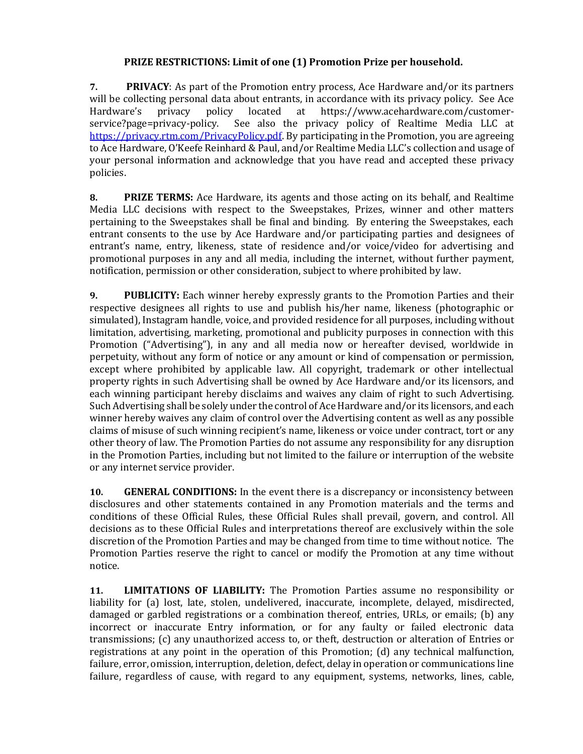**PRIZE RESTRICTIONS: Limit of one (1) Promotion Prize per household.**

**7. PRIVACY**: As part of the Promotion entry process, Ace Hardware and/or its partners will be collecting personal data about entrants, in accordance with its privacy policy. See Ace Hardware's privacy policy located at https://www.acehardware.com/customer-service?page=privacy-policy. See also the privacy policy of Realtime Media LLC at https://privacy.rtm.com/PrivacyPolicy.pdf. By participating in the Promotion, you are agreeing to Ace Hardware, O'Keefe Reinhard & Paul, and/or Realtime Media LLC's collection and usage of your personal information and acknowledge that you have read and accepted these privacy policies.

**8. PRIZE TERMS:** Ace Hardware, its agents and those acting on its behalf, and Realtime Media LLC decisions with respect to the Sweepstakes, Prizes, winner and other matters pertaining to the Sweepstakes shall be final and binding. By entering the Sweepstakes, each entrant consents to the use by Ace Hardware and/or participating parties and designees of entrant's name, entry, likeness, state of residence and/or voice/video for advertising and promotional purposes in any and all media, including the internet, without further payment, notification, permission or other consideration, subject to where prohibited by law.

**9. PUBLICITY:** Each winner hereby expressly grants to the Promotion Parties and their respective designees all rights to use and publish his/her name, likeness (photographic or simulated), Instagram handle, voice, and provided residence for all purposes, including without limitation, advertising, marketing, promotional and publicity purposes in connection with this Promotion ("Advertising"), in any and all media now or hereafter devised, worldwide in perpetuity, without any form of notice or any amount or kind of compensation or permission, except where prohibited by applicable law. All copyright, trademark or other intellectual property rights in such Advertising shall be owned by Ace Hardware and/or its licensors, and each winning participant hereby disclaims and waives any claim of right to such Advertising. Such Advertising shall be solely under the control of Ace Hardware and/or its licensors, and each winner hereby waives any claim of control over the Advertising content as well as any possible claims of misuse of such winning recipient's name, likeness or voice under contract, tort or any other theory of law. The Promotion Parties do not assume any responsibility for any disruption in the Promotion Parties, including but not limited to the failure or interruption of the website or any internet service provider.

**10. GENERAL CONDITIONS:** In the event there is a discrepancy or inconsistency between disclosures and other statements contained in any Promotion materials and the terms and conditions of these Official Rules, these Official Rules shall prevail, govern, and control. All decisions as to these Official Rules and interpretations thereof are exclusively within the sole discretion of the Promotion Parties and may be changed from time to time without notice. The Promotion Parties reserve the right to cancel or modify the Promotion at any time without notice.

**11. LIMITATIONS OF LIABILITY:** The Promotion Parties assume no responsibility or liability for (a) lost, late, stolen, undelivered, inaccurate, incomplete, delayed, misdirected, damaged or garbled registrations or a combination thereof, entries, URLs, or emails; (b) any incorrect or inaccurate Entry information, or for any faulty or failed electronic data transmissions; (c) any unauthorized access to, or theft, destruction or alteration of Entries or registrations at any point in the operation of this Promotion; (d) any technical malfunction, failure, error, omission, interruption, deletion, defect, delay in operation or communications line failure, regardless of cause, with regard to any equipment, systems, networks, lines, cable,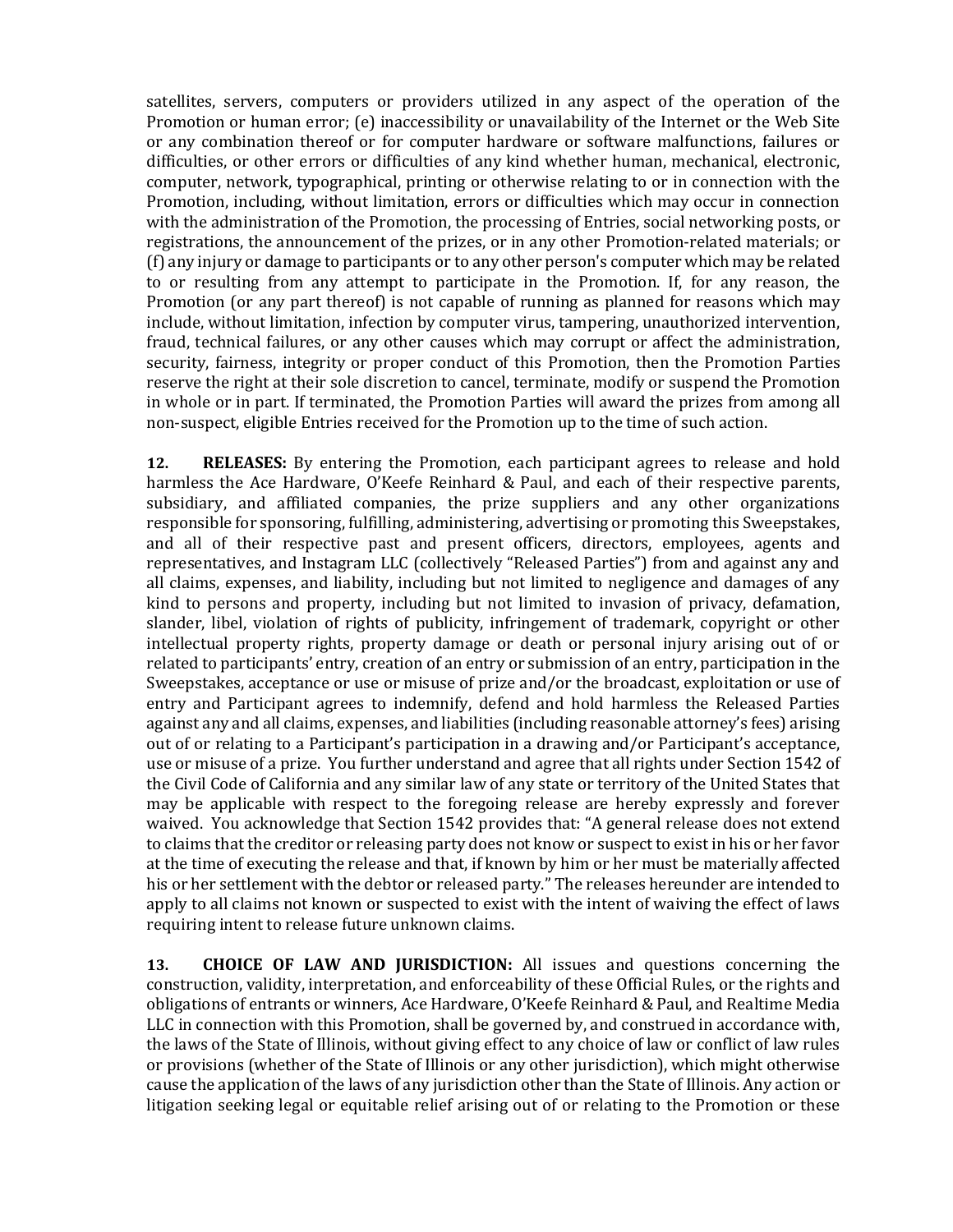satellites, servers, computers or providers utilized in any aspect of the operation of the Promotion or human error; (e) inaccessibility or unavailability of the Internet or the Web Site or any combination thereof or for computer hardware or software malfunctions, failures or difficulties, or other errors or difficulties of any kind whether human, mechanical, electronic, computer, network, typographical, printing or otherwise relating to or in connection with the Promotion, including, without limitation, errors or difficulties which may occur in connection with the administration of the Promotion, the processing of Entries, social networking posts, or registrations, the announcement of the prizes, or in any other Promotion-related materials; or (f) any injury or damage to participants or to any other person's computer which may be related to or resulting from any attempt to participate in the Promotion. If, for any reason, the Promotion (or any part thereof) is not capable of running as planned for reasons which may include, without limitation, infection by computer virus, tampering, unauthorized intervention, fraud, technical failures, or any other causes which may corrupt or affect the administration, security, fairness, integrity or proper conduct of this Promotion, then the Promotion Parties reserve the right at their sole discretion to cancel, terminate, modify or suspend the Promotion in whole or in part. If terminated, the Promotion Parties will award the prizes from among all non-suspect, eligible Entries received for the Promotion up to the time of such action.

**12. RELEASES:** By entering the Promotion, each participant agrees to release and hold harmless the Ace Hardware, O'Keefe Reinhard & Paul, and each of their respective parents, subsidiary, and affiliated companies, the prize suppliers and any other organizations responsible for sponsoring, fulfilling, administering, advertising or promoting this Sweepstakes, and all of their respective past and present officers, directors, employees, agents and representatives, and Instagram LLC (collectively "Released Parties") from and against any and all claims, expenses, and liability, including but not limited to negligence and damages of any kind to persons and property, including but not limited to invasion of privacy, defamation, slander, libel, violation of rights of publicity, infringement of trademark, copyright or other intellectual property rights, property damage or death or personal injury arising out of or related to participants' entry, creation of an entry or submission of an entry, participation in the Sweepstakes, acceptance or use or misuse of prize and/or the broadcast, exploitation or use of entry and Participant agrees to indemnify, defend and hold harmless the Released Parties against any and all claims, expenses, and liabilities (including reasonable attorney's fees) arising out of or relating to a Participant's participation in a drawing and/or Participant's acceptance, use or misuse of a prize. You further understand and agree that all rights under Section 1542 of the Civil Code of California and any similar law of any state or territory of the United States that may be applicable with respect to the foregoing release are hereby expressly and forever waived. You acknowledge that Section 1542 provides that: "A general release does not extend to claims that the creditor or releasing party does not know or suspect to exist in his or her favor at the time of executing the release and that, if known by him or her must be materially affected his or her settlement with the debtor or released party." The releases hereunder are intended to apply to all claims not known or suspected to exist with the intent of waiving the effect of laws requiring intent to release future unknown claims.

**13. CHOICE OF LAW AND JURISDICTION:** All issues and questions concerning the construction, validity, interpretation, and enforceability of these Official Rules, or the rights and obligations of entrants or winners, Ace Hardware, O'Keefe Reinhard & Paul, and Realtime Media LLC in connection with this Promotion, shall be governed by, and construed in accordance with, the laws of the State of Illinois, without giving effect to any choice of law or conflict of law rules or provisions (whether of the State of Illinois or any other jurisdiction), which might otherwise cause the application of the laws of any jurisdiction other than the State of Illinois. Any action or litigation seeking legal or equitable relief arising out of or relating to the Promotion or these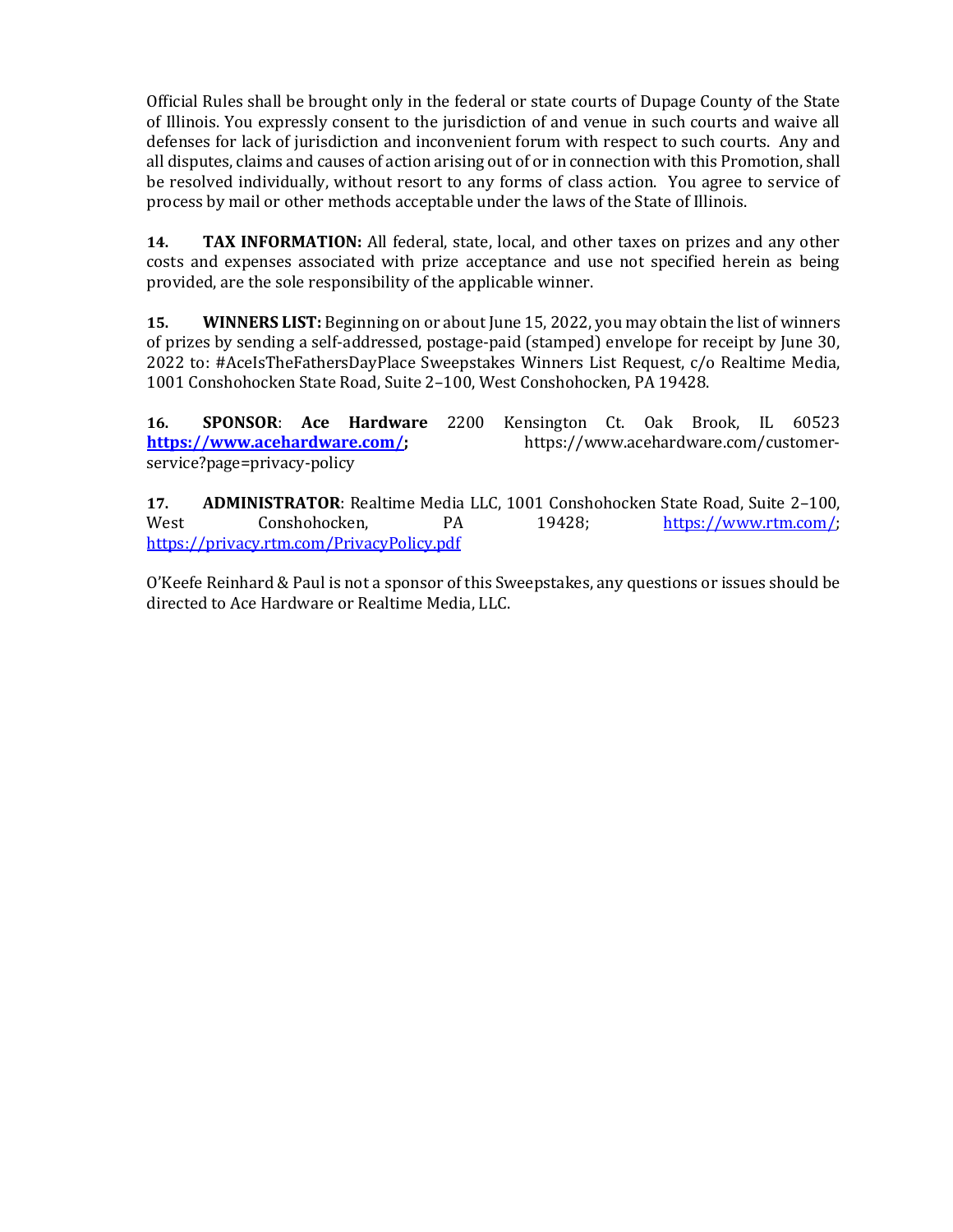Official Rules shall be brought only in the federal or state courts of Dupage County of the State of Illinois. You expressly consent to the jurisdiction of and venue in such courts and waive all defenses for lack of jurisdiction and inconvenient forum with respect to such courts. Any and all disputes, claims and causes of action arising out of or in connection with this Promotion, shall be resolved individually, without resort to any forms of class action. You agree to service of process by mail or other methods acceptable under the laws of the State of Illinois.

**14. TAX INFORMATION:** All federal, state, local, and other taxes on prizes and any other costs and expenses associated with prize acceptance and use not specified herein as being provided, are the sole responsibility of the applicable winner.

**15. WINNERS LIST:** Beginning on or about June 15, 2022, you may obtain the list of winners of prizes by sending a self-addressed, postage-paid (stamped) envelope for receipt by June 30, 2022 to: #AceIsTheFathersDayPlace Sweepstakes Winners List Request, c/o Realtime Media, 1001 Conshohocken State Road, Suite 2–100, West Conshohocken, PA 19428.

**16. SPONSOR**: **Ace Hardware** 2200 Kensington Ct. Oak Brook, IL 60523 **https://www.acehardware.com/;** https://www.acehardware.com/customer-service?page=privacy-policy

**17. ADMINISTRATOR**: Realtime Media LLC, 1001 Conshohocken State Road, Suite 2–100, West Conshohocken, PA 19428; https://www.rtm.com/; https://privacy.rtm.com/PrivacyPolicy.pdf

O'Keefe Reinhard & Paul is not a sponsor of this Sweepstakes, any questions or issues should be directed to Ace Hardware or Realtime Media, LLC.